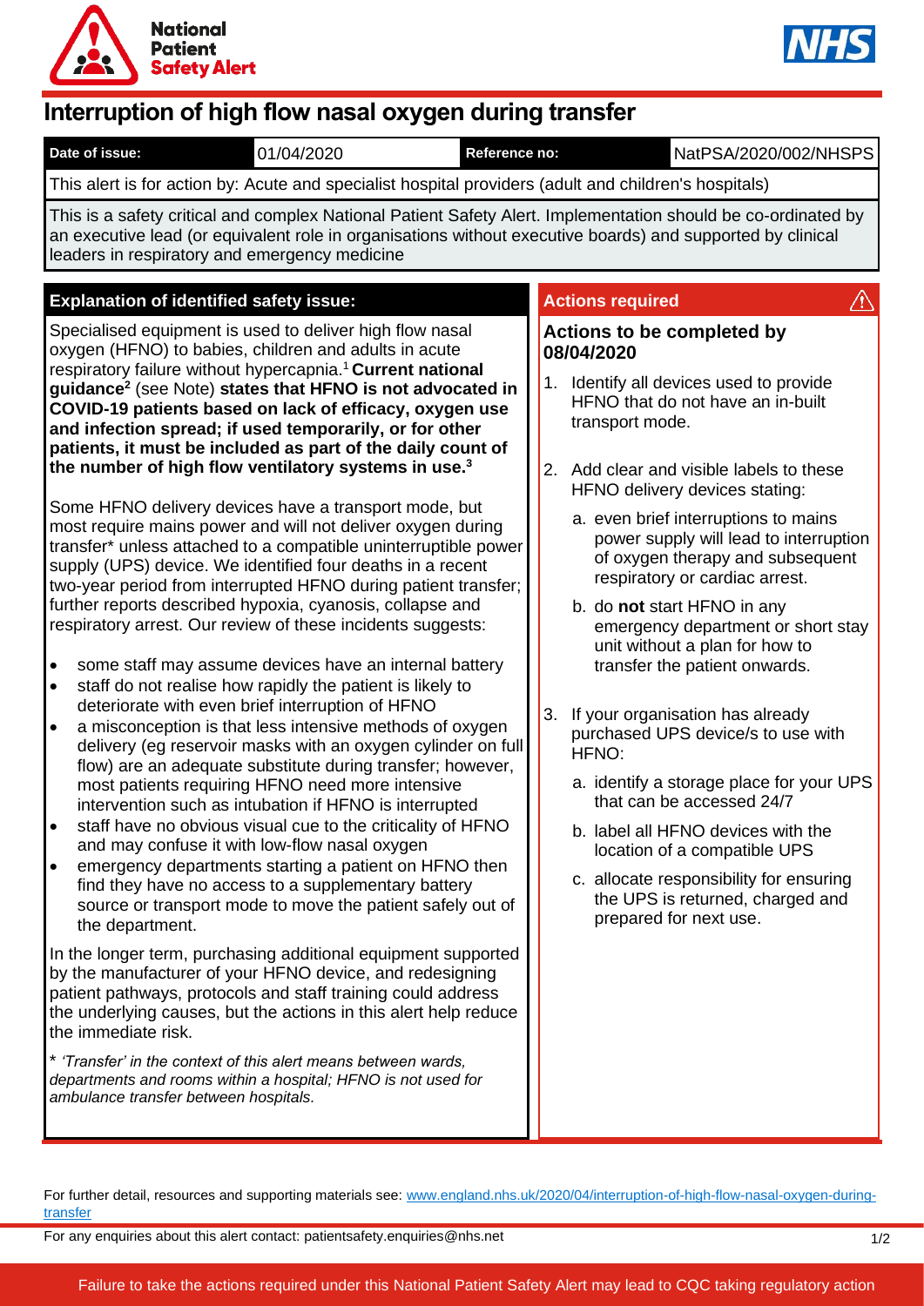National Patient Safety Alert

# Interruption of high flow nasal oxygen during transfer

| Date of issue: | 01/04/2020 | Reference no: | NatPSA/2020/002/NHSPS |
|---|---|---|---|

This alert is for action by: Acute and specialist hospital providers (adult and children's hospitals)

This is a safety critical and complex National Patient Safety Alert. Implementation should be co-ordinated by an executive lead (or equivalent role in organisations without executive boards) and supported by clinical leaders in respiratory and emergency medicine

## Explanation of identified safety issue:

Specialised equipment is used to deliver high flow nasal oxygen (HFNO) to babies, children and adults in acute respiratory failure without hypercapnia.[1] **Current national guidance[2]** (see Note) **states that HFNO is not advocated in COVID-19 patients based on lack of efficacy, oxygen use and infection spread; if used temporarily, or for other patients, it must be included as part of the daily count of the number of high flow ventilatory systems in use.[3]**

Some HFNO delivery devices have a transport mode, but most require mains power and will not deliver oxygen during transfer* unless attached to a compatible uninterruptible power supply (UPS) device. We identified four deaths in a recent two-year period from interrupted HFNO during patient transfer; further reports described hypoxia, cyanosis, collapse and respiratory arrest. Our review of these incidents suggests:

- some staff may assume devices have an internal battery
- staff do not realise how rapidly the patient is likely to deteriorate with even brief interruption of HFNO
- a misconception is that less intensive methods of oxygen delivery (eg reservoir masks with an oxygen cylinder on full flow) are an adequate substitute during transfer; however, most patients requiring HFNO need more intensive intervention such as intubation if HFNO is interrupted
- staff have no obvious visual cue to the criticality of HFNO and may confuse it with low-flow nasal oxygen
- emergency departments starting a patient on HFNO then find they have no access to a supplementary battery source or transport mode to move the patient safely out of the department.

In the longer term, purchasing additional equipment supported by the manufacturer of your HFNO device, and redesigning patient pathways, protocols and staff training could address the underlying causes, but the actions in this alert help reduce the immediate risk.

*\* 'Transfer' in the context of this alert means between wards, departments and rooms within a hospital; HFNO is not used for ambulance transfer between hospitals.*

## Actions required

### Actions to be completed by 08/04/2020

1. Identify all devices used to provide HFNO that do not have an in-built transport mode.
2. Add clear and visible labels to these HFNO delivery devices stating:
   a. even brief interruptions to mains power supply will lead to interruption of oxygen therapy and subsequent respiratory or cardiac arrest.
   b. do **not** start HFNO in any emergency department or short stay unit without a plan for how to transfer the patient onwards.
3. If your organisation has already purchased UPS device/s to use with HFNO:
   a. identify a storage place for your UPS that can be accessed 24/7
   b. label all HFNO devices with the location of a compatible UPS
   c. allocate responsibility for ensuring the UPS is returned, charged and prepared for next use.

For further detail, resources and supporting materials see: [www.england.nhs.uk/2020/04/interruption-of-high-flow-nasal-oxygen-during-transfer](www.england.nhs.uk/2020/04/interruption-of-high-flow-nasal-oxygen-during-transfer)

For any enquiries about this alert contact: patientsafety.enquiries@nhs.net

Failure to take the actions required under this National Patient Safety Alert may lead to CQC taking regulatory action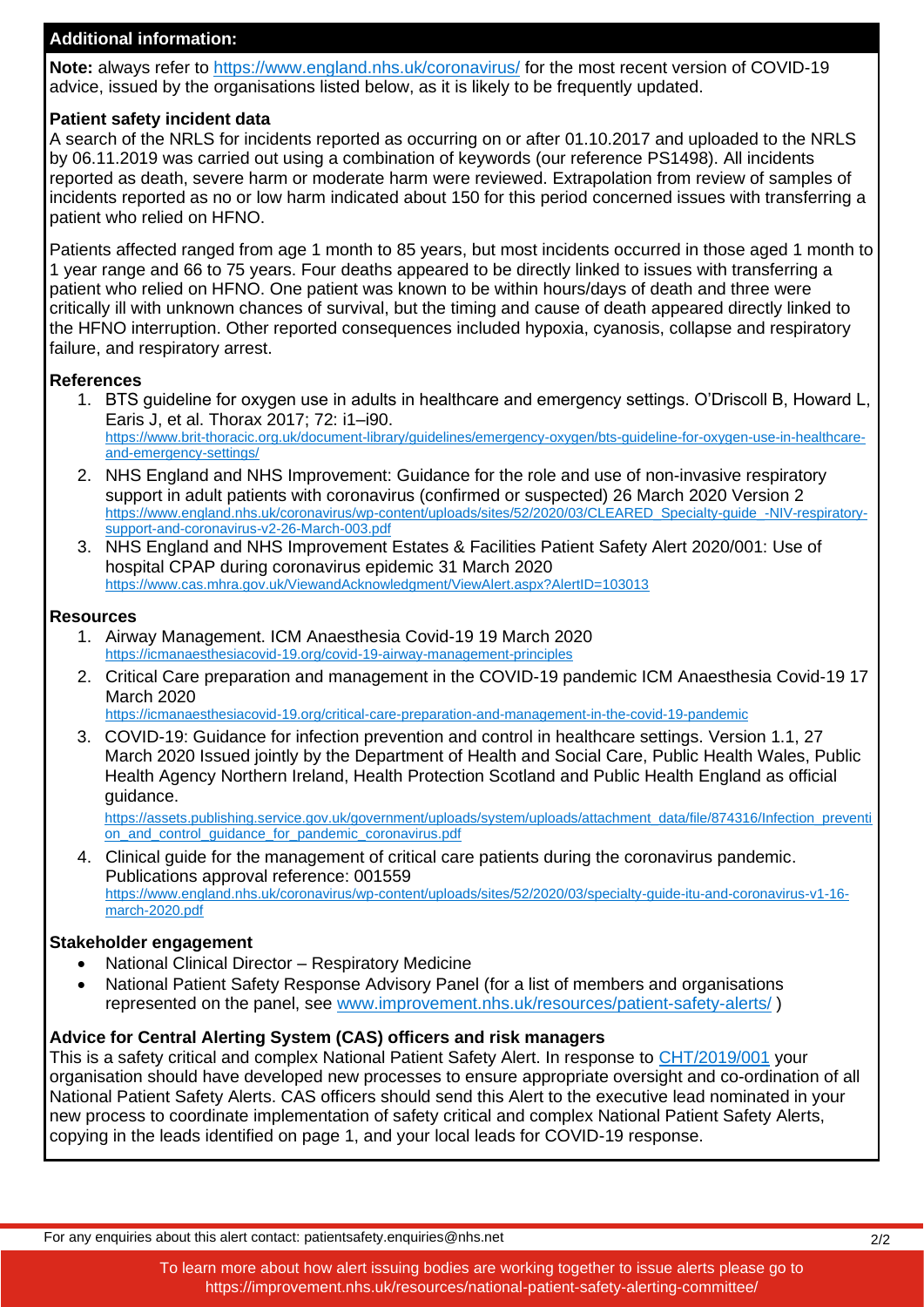## Additional information:

**Note:** always refer to https://www.england.nhs.uk/coronavirus/ for the most recent version of COVID-19 advice, issued by the organisations listed below, as it is likely to be frequently updated.

### Patient safety incident data

A search of the NRLS for incidents reported as occurring on or after 01.10.2017 and uploaded to the NRLS by 06.11.2019 was carried out using a combination of keywords (our reference PS1498). All incidents reported as death, severe harm or moderate harm were reviewed. Extrapolation from review of samples of incidents reported as no or low harm indicated about 150 for this period concerned issues with transferring a patient who relied on HFNO.

Patients affected ranged from age 1 month to 85 years, but most incidents occurred in those aged 1 month to 1 year range and 66 to 75 years. Four deaths appeared to be directly linked to issues with transferring a patient who relied on HFNO. One patient was known to be within hours/days of death and three were critically ill with unknown chances of survival, but the timing and cause of death appeared directly linked to the HFNO interruption. Other reported consequences included hypoxia, cyanosis, collapse and respiratory failure, and respiratory arrest.

### References

1. BTS guideline for oxygen use in adults in healthcare and emergency settings. O'Driscoll B, Howard L, Earis J, et al. Thorax 2017; 72: i1–i90. https://www.brit-thoracic.org.uk/document-library/guidelines/emergency-oxygen/bts-guideline-for-oxygen-use-in-healthcare-and-emergency-settings/
2. NHS England and NHS Improvement: Guidance for the role and use of non-invasive respiratory support in adult patients with coronavirus (confirmed or suspected) 26 March 2020 Version 2 https://www.england.nhs.uk/coronavirus/wp-content/uploads/sites/52/2020/03/CLEARED_Specialty-guide_-NIV-respiratory-support-and-coronavirus-v2-26-March-003.pdf
3. NHS England and NHS Improvement Estates & Facilities Patient Safety Alert 2020/001: Use of hospital CPAP during coronavirus epidemic 31 March 2020 https://www.cas.mhra.gov.uk/ViewandAcknowledgment/ViewAlert.aspx?AlertID=103013

### Resources

1. Airway Management. ICM Anaesthesia Covid-19 19 March 2020 https://icmanaesthesiacovid-19.org/covid-19-airway-management-principles
2. Critical Care preparation and management in the COVID-19 pandemic ICM Anaesthesia Covid-19 17 March 2020 https://icmanaesthesiacovid-19.org/critical-care-preparation-and-management-in-the-covid-19-pandemic
3. COVID-19: Guidance for infection prevention and control in healthcare settings. Version 1.1, 27 March 2020 Issued jointly by the Department of Health and Social Care, Public Health Wales, Public Health Agency Northern Ireland, Health Protection Scotland and Public Health England as official guidance. https://assets.publishing.service.gov.uk/government/uploads/system/uploads/attachment_data/file/874316/Infection_prevention_and_control_guidance_for_pandemic_coronavirus.pdf
4. Clinical guide for the management of critical care patients during the coronavirus pandemic. Publications approval reference: 001559 https://www.england.nhs.uk/coronavirus/wp-content/uploads/sites/52/2020/03/specialty-guide-itu-and-coronavirus-v1-16-march-2020.pdf

### Stakeholder engagement

- National Clinical Director – Respiratory Medicine
- National Patient Safety Response Advisory Panel (for a list of members and organisations represented on the panel, see www.improvement.nhs.uk/resources/patient-safety-alerts/ )

### Advice for Central Alerting System (CAS) officers and risk managers

This is a safety critical and complex National Patient Safety Alert. In response to CHT/2019/001 your organisation should have developed new processes to ensure appropriate oversight and co-ordination of all National Patient Safety Alerts. CAS officers should send this Alert to the executive lead nominated in your new process to coordinate implementation of safety critical and complex National Patient Safety Alerts, copying in the leads identified on page 1, and your local leads for COVID-19 response.

For any enquiries about this alert contact: patientsafety.enquiries@nhs.net

To learn more about how alert issuing bodies are working together to issue alerts please go to https://improvement.nhs.uk/resources/national-patient-safety-alerting-committee/